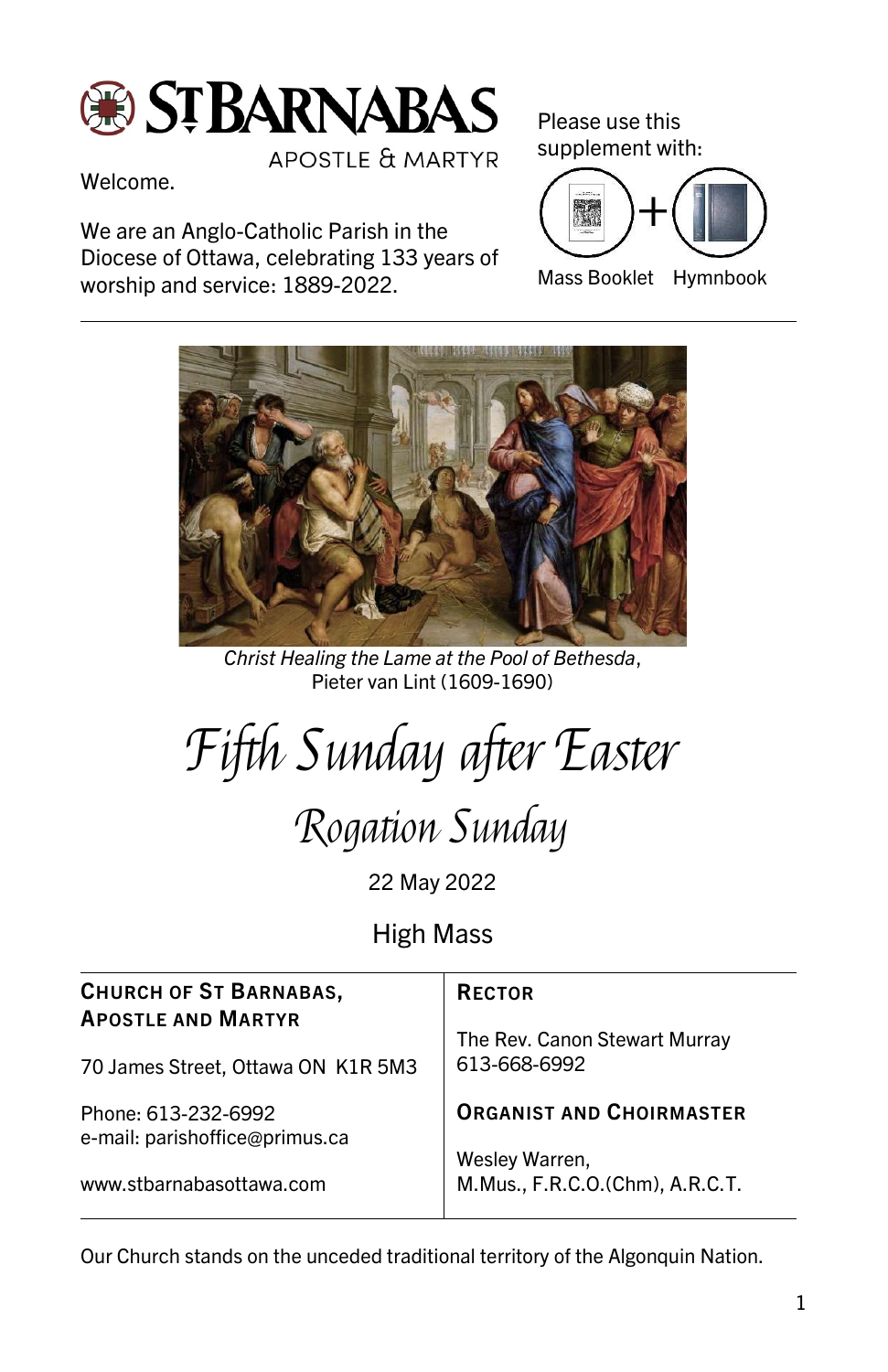# ST BARNABAS
APOSTLE & MARTYR

Welcome.

We are an Anglo-Catholic Parish in the Diocese of Ottawa, celebrating 133 years of worship and service: 1889-2022.

Please use this supplement with:

Mass Booklet + Hymnbook

*Christ Healing the Lame at the Pool of Bethesda*, Pieter van Lint (1609-1690)

# *Fifth Sunday after Easter*

## *Rogation Sunday*

22 May 2022

High Mass

| **CHURCH OF ST BARNABAS, APOSTLE AND MARTYR** | **RECTOR** |
|---|---|
| 70 James Street, Ottawa ON K1R 5M3 | The Rev. Canon Stewart Murray 613-668-6992 |
| Phone: 613-232-6992 e-mail: parishoffice@primus.ca | **ORGANIST AND CHOIRMASTER** |
| www.stbarnabasottawa.com | Wesley Warren, M.Mus., F.R.C.O.(Chm), A.R.C.T. |

Our Church stands on the unceded traditional territory of the Algonquin Nation.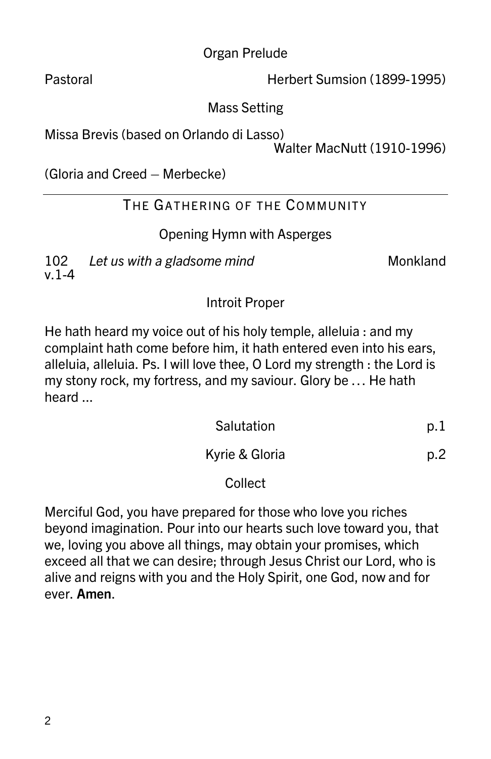Organ Prelude

Pastoral — Herbert Sumsion (1899-1995)

Mass Setting

Missa Brevis (based on Orlando di Lasso)
Walter MacNutt (1910-1996)

(Gloria and Creed – Merbecke)

---

## THE GATHERING OF THE COMMUNITY

Opening Hymn with Asperges

102 v.1-4 — *Let us with a gladsome mind* — Monkland

Introit Proper

He hath heard my voice out of his holy temple, alleluia : and my complaint hath come before him, it hath entered even into his ears, alleluia, alleluia. Ps. I will love thee, O Lord my strength : the Lord is my stony rock, my fortress, and my saviour. Glory be … He hath heard ...

Salutation — p.1

Kyrie & Gloria — p.2

Collect

Merciful God, you have prepared for those who love you riches beyond imagination. Pour into our hearts such love toward you, that we, loving you above all things, may obtain your promises, which exceed all that we can desire; through Jesus Christ our Lord, who is alive and reigns with you and the Holy Spirit, one God, now and for ever. **Amen**.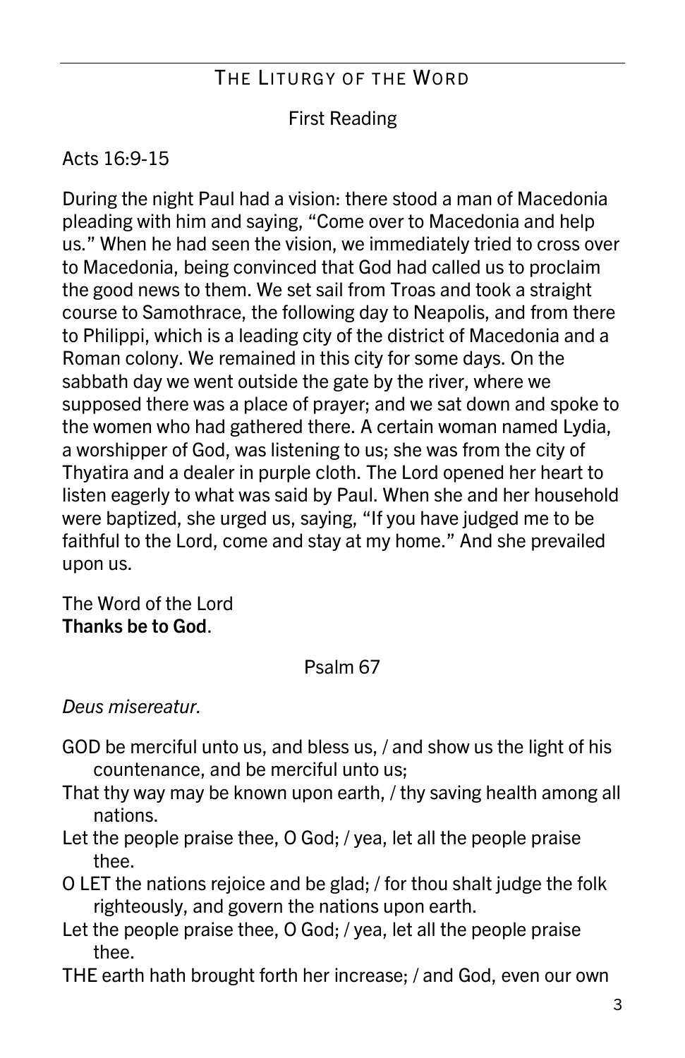## The Liturgy of the Word

### First Reading

Acts 16:9-15

During the night Paul had a vision: there stood a man of Macedonia pleading with him and saying, “Come over to Macedonia and help us.” When he had seen the vision, we immediately tried to cross over to Macedonia, being convinced that God had called us to proclaim the good news to them. We set sail from Troas and took a straight course to Samothrace, the following day to Neapolis, and from there to Philippi, which is a leading city of the district of Macedonia and a Roman colony. We remained in this city for some days. On the sabbath day we went outside the gate by the river, where we supposed there was a place of prayer; and we sat down and spoke to the women who had gathered there. A certain woman named Lydia, a worshipper of God, was listening to us; she was from the city of Thyatira and a dealer in purple cloth. The Lord opened her heart to listen eagerly to what was said by Paul. When she and her household were baptized, she urged us, saying, “If you have judged me to be faithful to the Lord, come and stay at my home.” And she prevailed upon us.

The Word of the Lord
**Thanks be to God**.

### Psalm 67

*Deus misereatur.*

GOD be merciful unto us, and bless us, / and show us the light of his countenance, and be merciful unto us;
That thy way may be known upon earth, / thy saving health among all nations.
Let the people praise thee, O God; / yea, let all the people praise thee.
O LET the nations rejoice and be glad; / for thou shalt judge the folk righteously, and govern the nations upon earth.
Let the people praise thee, O God; / yea, let all the people praise thee.
THE earth hath brought forth her increase; / and God, even our own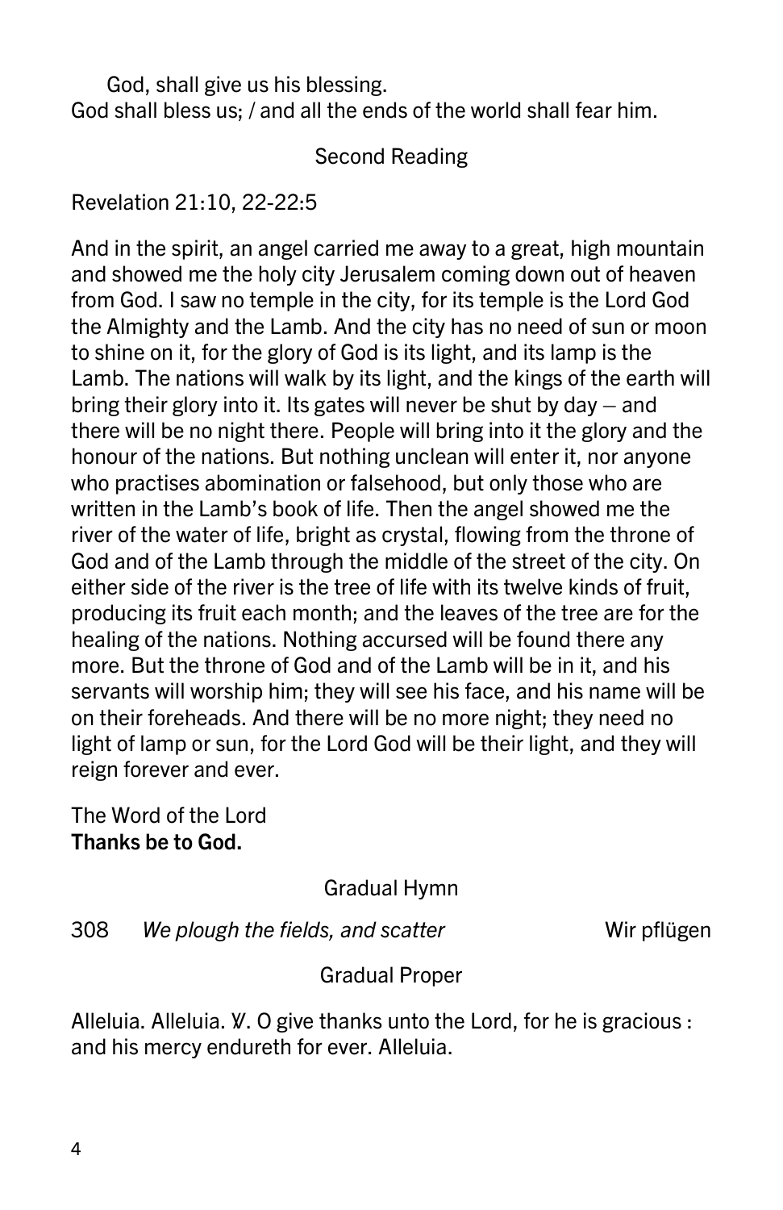God, shall give us his blessing.
God shall bless us; / and all the ends of the world shall fear him.

## Second Reading

Revelation 21:10, 22-22:5

And in the spirit, an angel carried me away to a great, high mountain and showed me the holy city Jerusalem coming down out of heaven from God. I saw no temple in the city, for its temple is the Lord God the Almighty and the Lamb. And the city has no need of sun or moon to shine on it, for the glory of God is its light, and its lamp is the Lamb. The nations will walk by its light, and the kings of the earth will bring their glory into it. Its gates will never be shut by day – and there will be no night there. People will bring into it the glory and the honour of the nations. But nothing unclean will enter it, nor anyone who practises abomination or falsehood, but only those who are written in the Lamb's book of life. Then the angel showed me the river of the water of life, bright as crystal, flowing from the throne of God and of the Lamb through the middle of the street of the city. On either side of the river is the tree of life with its twelve kinds of fruit, producing its fruit each month; and the leaves of the tree are for the healing of the nations. Nothing accursed will be found there any more. But the throne of God and of the Lamb will be in it, and his servants will worship him; they will see his face, and his name will be on their foreheads. And there will be no more night; they need no light of lamp or sun, for the Lord God will be their light, and they will reign forever and ever.

The Word of the Lord
**Thanks be to God.**

## Gradual Hymn

308 *We plough the fields, and scatter* Wir pflügen

## Gradual Proper

Alleluia. Alleluia. ℣. O give thanks unto the Lord, for he is gracious : and his mercy endureth for ever. Alleluia.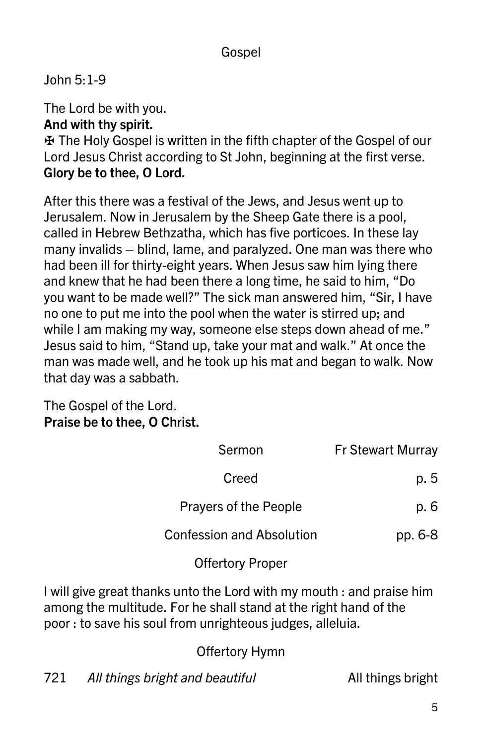## Gospel

John 5:1-9

The Lord be with you.
**And with thy spirit.**
✠ The Holy Gospel is written in the fifth chapter of the Gospel of our Lord Jesus Christ according to St John, beginning at the first verse.
**Glory be to thee, O Lord.**

After this there was a festival of the Jews, and Jesus went up to Jerusalem. Now in Jerusalem by the Sheep Gate there is a pool, called in Hebrew Bethzatha, which has five porticoes. In these lay many invalids – blind, lame, and paralyzed. One man was there who had been ill for thirty-eight years. When Jesus saw him lying there and knew that he had been there a long time, he said to him, "Do you want to be made well?" The sick man answered him, "Sir, I have no one to put me into the pool when the water is stirred up; and while I am making my way, someone else steps down ahead of me." Jesus said to him, "Stand up, take your mat and walk." At once the man was made well, and he took up his mat and began to walk. Now that day was a sabbath.

The Gospel of the Lord.
**Praise be to thee, O Christ.**

Sermon — Fr Stewart Murray

Creed — p. 5

Prayers of the People — p. 6

Confession and Absolution — pp. 6-8

## Offertory Proper

I will give great thanks unto the Lord with my mouth : and praise him among the multitude. For he shall stand at the right hand of the poor : to save his soul from unrighteous judges, alleluia.

## Offertory Hymn

721 *All things bright and beautiful* — All things bright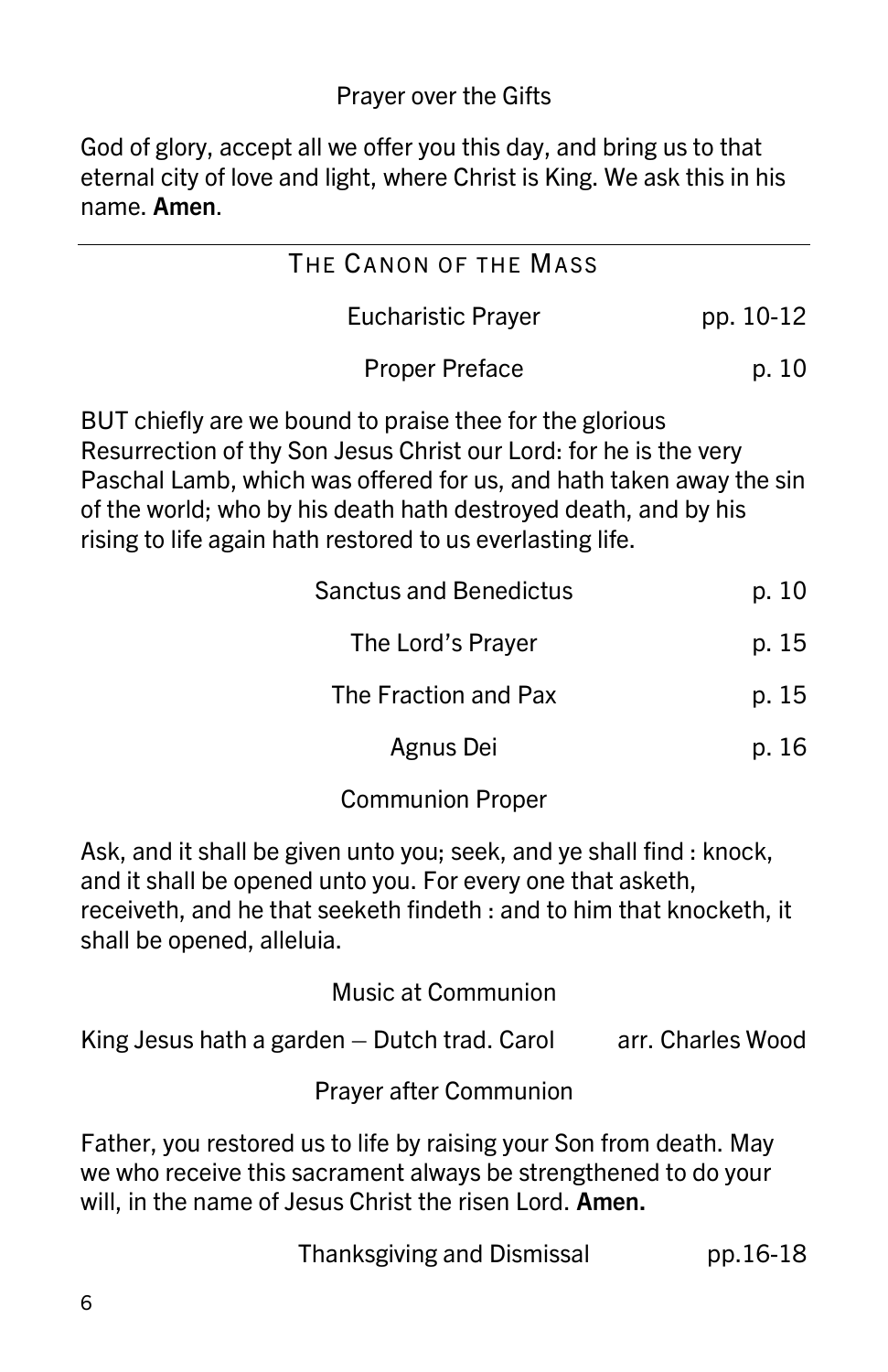Prayer over the Gifts

God of glory, accept all we offer you this day, and bring us to that eternal city of love and light, where Christ is King. We ask this in his name. **Amen**.

---

## THE CANON OF THE MASS

Eucharistic Prayer — pp. 10-12

Proper Preface — p. 10

BUT chiefly are we bound to praise thee for the glorious Resurrection of thy Son Jesus Christ our Lord: for he is the very Paschal Lamb, which was offered for us, and hath taken away the sin of the world; who by his death hath destroyed death, and by his rising to life again hath restored to us everlasting life.

Sanctus and Benedictus — p. 10

The Lord's Prayer — p. 15

The Fraction and Pax — p. 15

Agnus Dei — p. 16

Communion Proper

Ask, and it shall be given unto you; seek, and ye shall find : knock, and it shall be opened unto you. For every one that asketh, receiveth, and he that seeketh findeth : and to him that knocketh, it shall be opened, alleluia.

Music at Communion

King Jesus hath a garden – Dutch trad. Carol — arr. Charles Wood

Prayer after Communion

Father, you restored us to life by raising your Son from death. May we who receive this sacrament always be strengthened to do your will, in the name of Jesus Christ the risen Lord. **Amen.**

Thanksgiving and Dismissal — pp.16-18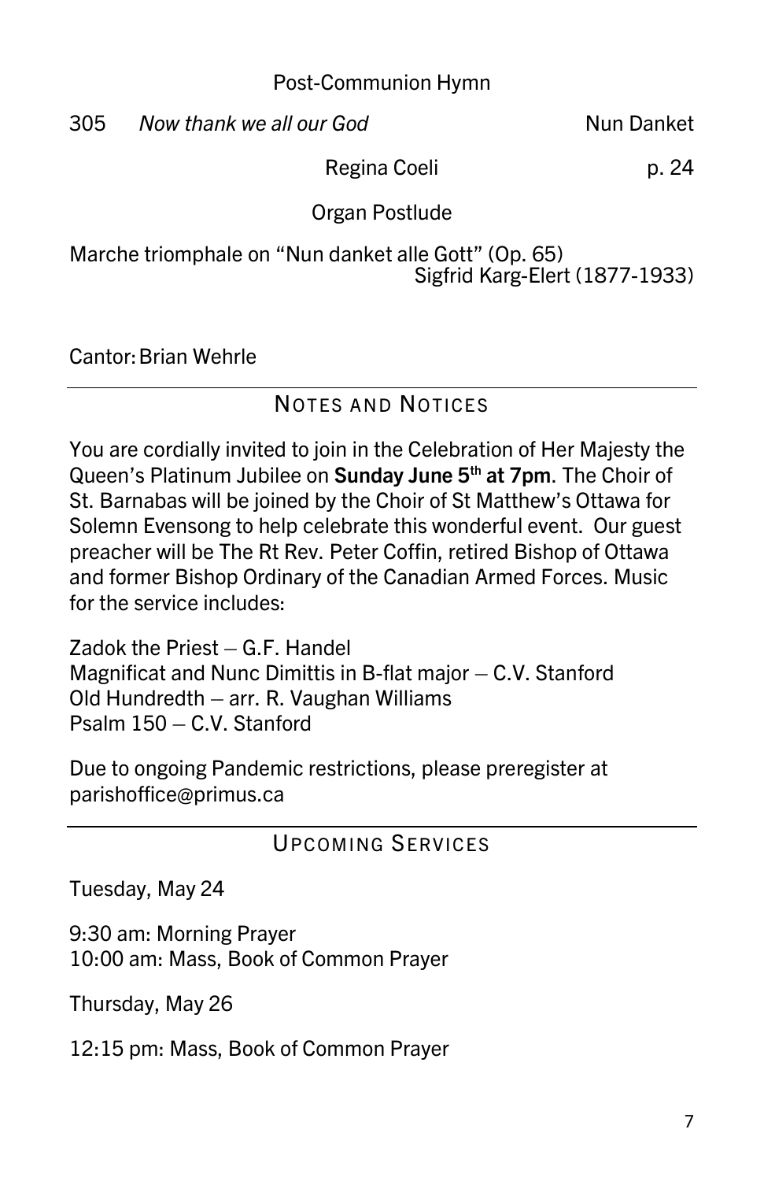Post-Communion Hymn

305 *Now thank we all our God* Nun Danket

Regina Coeli p. 24

Organ Postlude

Marche triomphale on “Nun danket alle Gott” (Op. 65)
Sigfrid Karg-Elert (1877-1933)

Cantor: Brian Wehrle

## NOTES AND NOTICES

You are cordially invited to join in the Celebration of Her Majesty the Queen’s Platinum Jubilee on **Sunday June 5th at 7pm**. The Choir of St. Barnabas will be joined by the Choir of St Matthew’s Ottawa for Solemn Evensong to help celebrate this wonderful event. Our guest preacher will be The Rt Rev. Peter Coffin, retired Bishop of Ottawa and former Bishop Ordinary of the Canadian Armed Forces. Music for the service includes:

Zadok the Priest – G.F. Handel
Magnificat and Nunc Dimittis in B-flat major – C.V. Stanford
Old Hundredth – arr. R. Vaughan Williams
Psalm 150 – C.V. Stanford

Due to ongoing Pandemic restrictions, please preregister at parishoffice@primus.ca

## UPCOMING SERVICES

Tuesday, May 24

9:30 am: Morning Prayer
10:00 am: Mass, Book of Common Prayer

Thursday, May 26

12:15 pm: Mass, Book of Common Prayer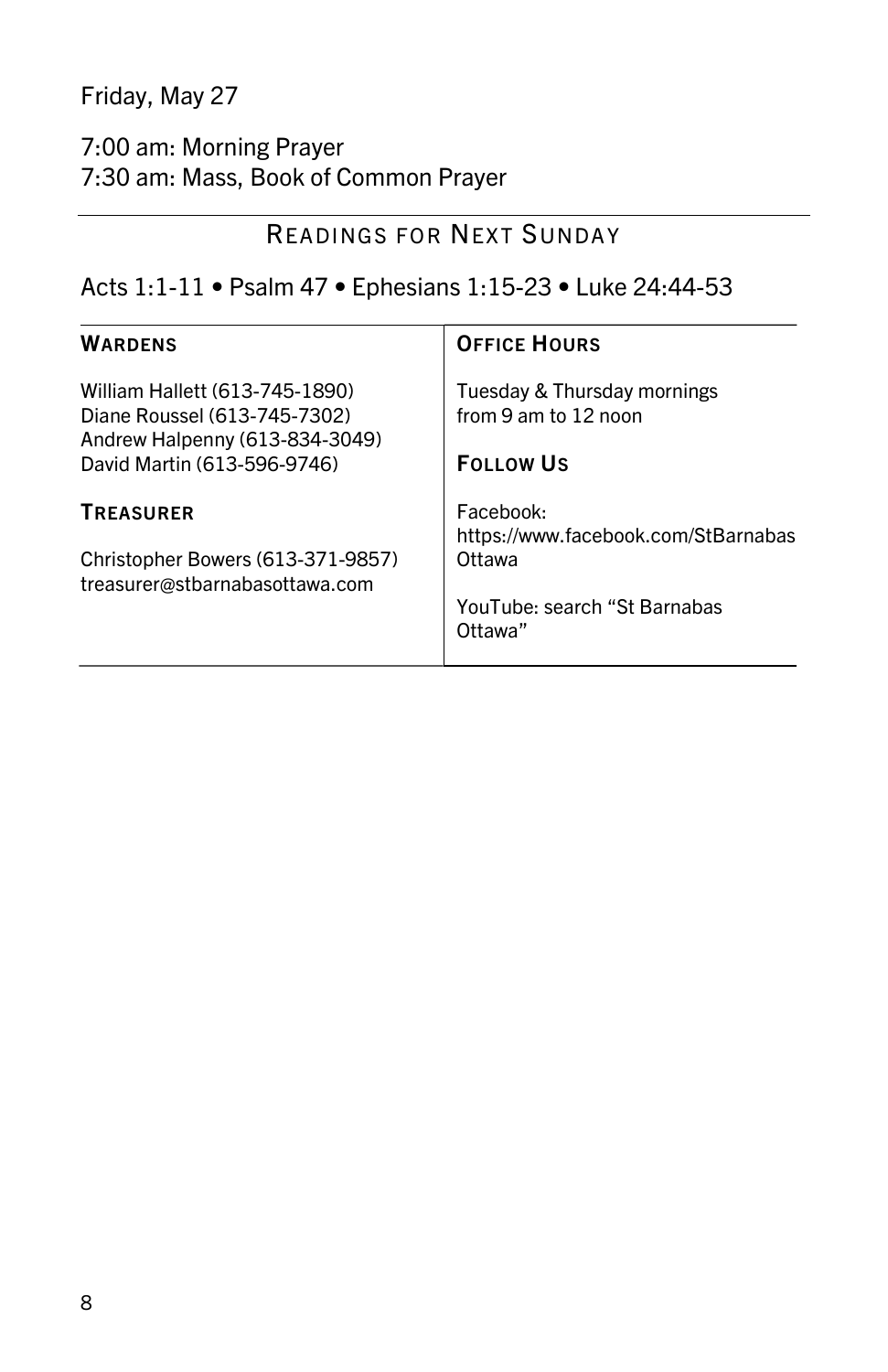Friday, May 27

7:00 am: Morning Prayer
7:30 am: Mass, Book of Common Prayer

## Readings for Next Sunday

Acts 1:1-11 • Psalm 47 • Ephesians 1:15-23 • Luke 24:44-53

### Wardens

William Hallett (613-745-1890)
Diane Roussel (613-745-7302)
Andrew Halpenny (613-834-3049)
David Martin (613-596-9746)

### Treasurer

Christopher Bowers (613-371-9857)
treasurer@stbarnabasottawa.com

### Office Hours

Tuesday & Thursday mornings
from 9 am to 12 noon

### Follow Us

Facebook:
https://www.facebook.com/StBarnabasOttawa

YouTube: search “St Barnabas Ottawa”